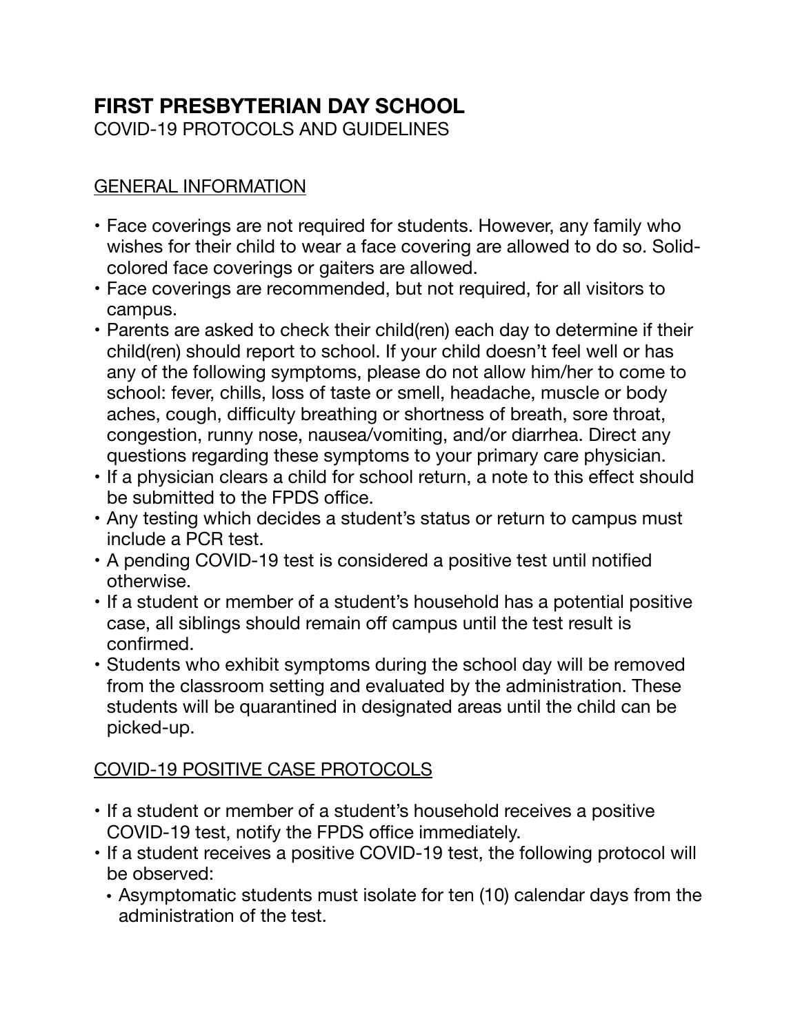# FIRST PRESBYTERIAN DAY SCHOOL

COVID-19 PROTOCOLS AND GUIDELINES

## GENERAL INFORMATION

- Face coverings are not required for students. However, any family who wishes for their child to wear a face covering are allowed to do so. Solid-colored face coverings or gaiters are allowed.
- Face coverings are recommended, but not required, for all visitors to campus.
- Parents are asked to check their child(ren) each day to determine if their child(ren) should report to school. If your child doesn't feel well or has any of the following symptoms, please do not allow him/her to come to school: fever, chills, loss of taste or smell, headache, muscle or body aches, cough, difficulty breathing or shortness of breath, sore throat, congestion, runny nose, nausea/vomiting, and/or diarrhea. Direct any questions regarding these symptoms to your primary care physician.
- If a physician clears a child for school return, a note to this effect should be submitted to the FPDS office.
- Any testing which decides a student's status or return to campus must include a PCR test.
- A pending COVID-19 test is considered a positive test until notified otherwise.
- If a student or member of a student's household has a potential positive case, all siblings should remain off campus until the test result is confirmed.
- Students who exhibit symptoms during the school day will be removed from the classroom setting and evaluated by the administration. These students will be quarantined in designated areas until the child can be picked-up.

## COVID-19 POSITIVE CASE PROTOCOLS

- If a student or member of a student's household receives a positive COVID-19 test, notify the FPDS office immediately.
- If a student receives a positive COVID-19 test, the following protocol will be observed:
  - Asymptomatic students must isolate for ten (10) calendar days from the administration of the test.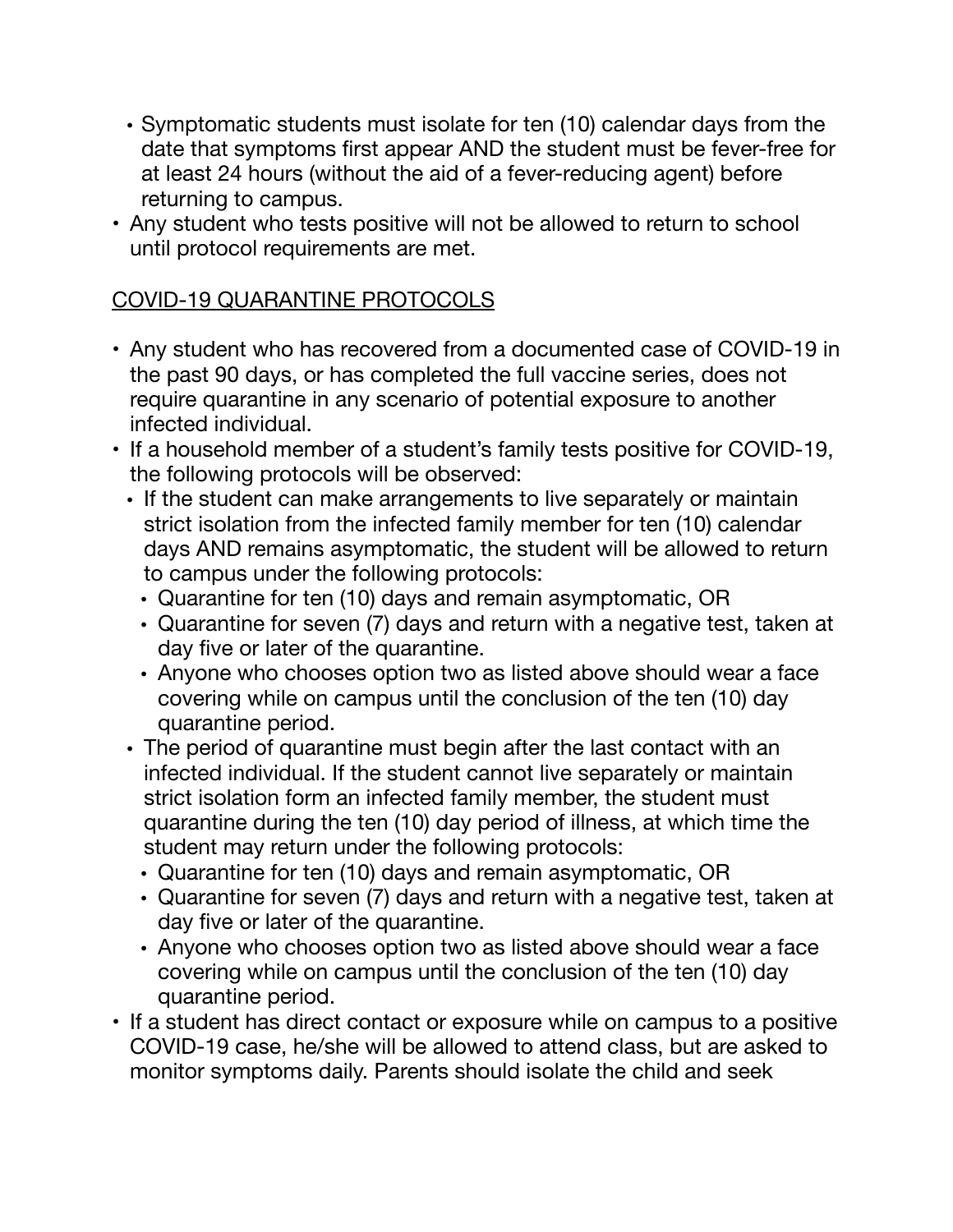- Symptomatic students must isolate for ten (10) calendar days from the date that symptoms first appear AND the student must be fever-free for at least 24 hours (without the aid of a fever-reducing agent) before returning to campus.
- Any student who tests positive will not be allowed to return to school until protocol requirements are met.

<u>COVID-19 QUARANTINE PROTOCOLS</u>

- Any student who has recovered from a documented case of COVID-19 in the past 90 days, or has completed the full vaccine series, does not require quarantine in any scenario of potential exposure to another infected individual.
- If a household member of a student's family tests positive for COVID-19, the following protocols will be observed:
  - If the student can make arrangements to live separately or maintain strict isolation from the infected family member for ten (10) calendar days AND remains asymptomatic, the student will be allowed to return to campus under the following protocols:
    - Quarantine for ten (10) days and remain asymptomatic, OR
    - Quarantine for seven (7) days and return with a negative test, taken at day five or later of the quarantine.
    - Anyone who chooses option two as listed above should wear a face covering while on campus until the conclusion of the ten (10) day quarantine period.
  - The period of quarantine must begin after the last contact with an infected individual. If the student cannot live separately or maintain strict isolation form an infected family member, the student must quarantine during the ten (10) day period of illness, at which time the student may return under the following protocols:
    - Quarantine for ten (10) days and remain asymptomatic, OR
    - Quarantine for seven (7) days and return with a negative test, taken at day five or later of the quarantine.
    - Anyone who chooses option two as listed above should wear a face covering while on campus until the conclusion of the ten (10) day quarantine period.
- If a student has direct contact or exposure while on campus to a positive COVID-19 case, he/she will be allowed to attend class, but are asked to monitor symptoms daily. Parents should isolate the child and seek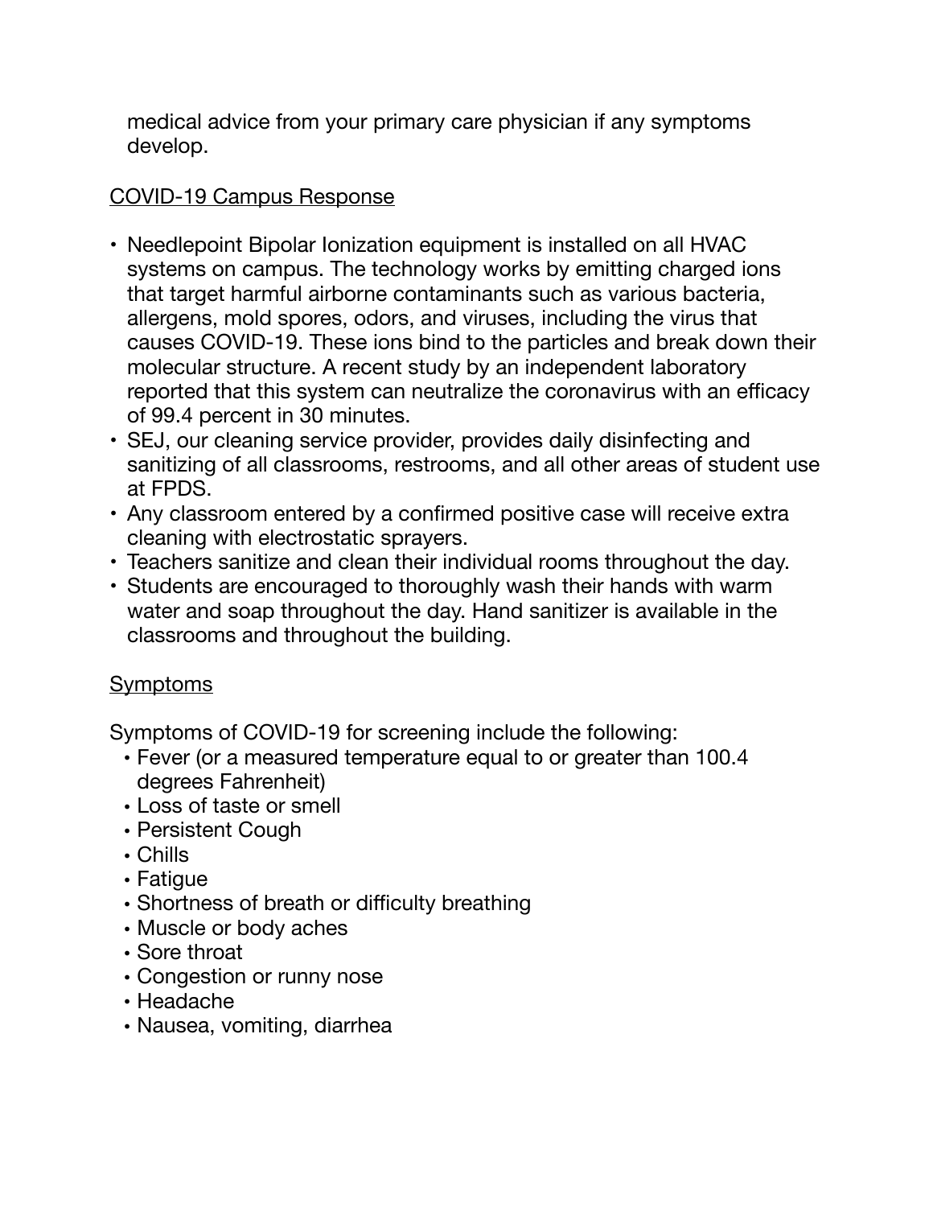medical advice from your primary care physician if any symptoms develop.

<u>COVID-19 Campus Response</u>

- Needlepoint Bipolar Ionization equipment is installed on all HVAC systems on campus. The technology works by emitting charged ions that target harmful airborne contaminants such as various bacteria, allergens, mold spores, odors, and viruses, including the virus that causes COVID-19. These ions bind to the particles and break down their molecular structure. A recent study by an independent laboratory reported that this system can neutralize the coronavirus with an efficacy of 99.4 percent in 30 minutes.
- SEJ, our cleaning service provider, provides daily disinfecting and sanitizing of all classrooms, restrooms, and all other areas of student use at FPDS.
- Any classroom entered by a confirmed positive case will receive extra cleaning with electrostatic sprayers.
- Teachers sanitize and clean their individual rooms throughout the day.
- Students are encouraged to thoroughly wash their hands with warm water and soap throughout the day. Hand sanitizer is available in the classrooms and throughout the building.

<u>Symptoms</u>

Symptoms of COVID-19 for screening include the following:

- Fever (or a measured temperature equal to or greater than 100.4 degrees Fahrenheit)
- Loss of taste or smell
- Persistent Cough
- Chills
- Fatigue
- Shortness of breath or difficulty breathing
- Muscle or body aches
- Sore throat
- Congestion or runny nose
- Headache
- Nausea, vomiting, diarrhea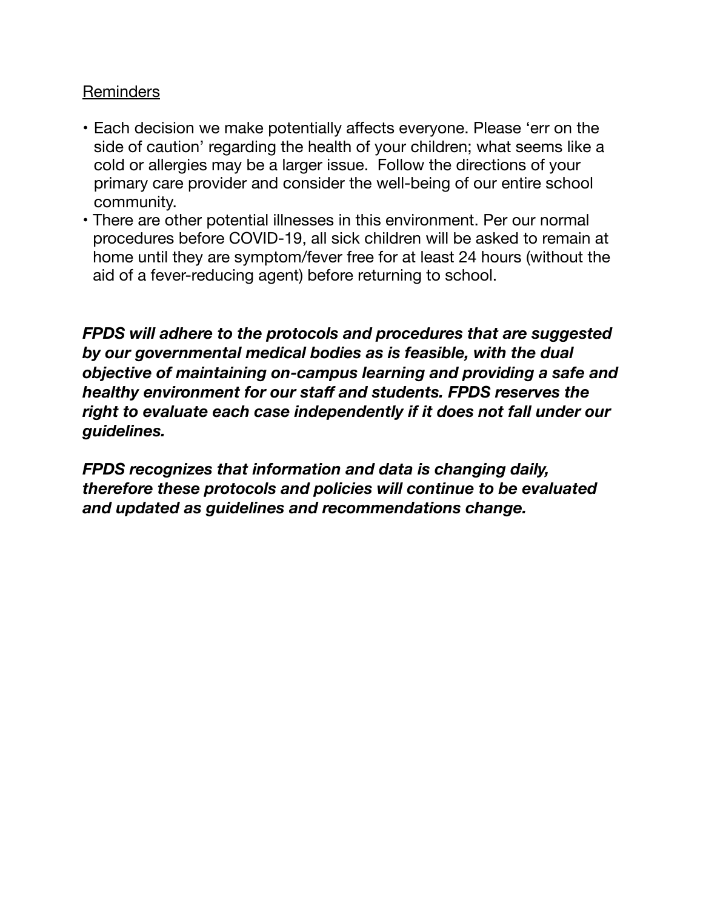Reminders

- Each decision we make potentially affects everyone. Please 'err on the side of caution' regarding the health of your children; what seems like a cold or allergies may be a larger issue. Follow the directions of your primary care provider and consider the well-being of our entire school community.
- There are other potential illnesses in this environment. Per our normal procedures before COVID-19, all sick children will be asked to remain at home until they are symptom/fever free for at least 24 hours (without the aid of a fever-reducing agent) before returning to school.

***FPDS will adhere to the protocols and procedures that are suggested by our governmental medical bodies as is feasible, with the dual objective of maintaining on-campus learning and providing a safe and healthy environment for our staff and students. FPDS reserves the right to evaluate each case independently if it does not fall under our guidelines.***

***FPDS recognizes that information and data is changing daily, therefore these protocols and policies will continue to be evaluated and updated as guidelines and recommendations change.***